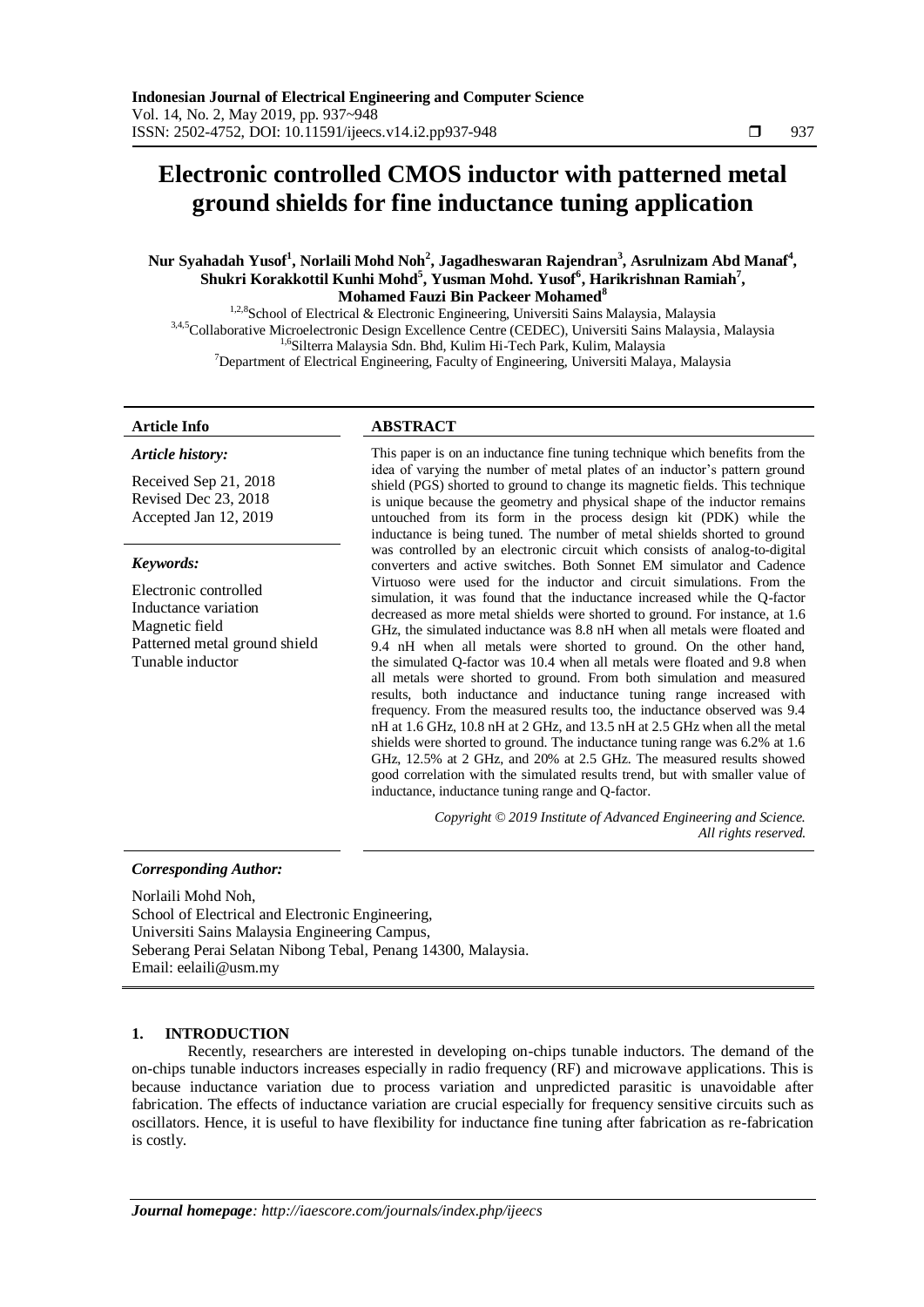# Electronic controlled CMOS inductor with patterned metal ground shields for fine inductance tuning application

**Nur Syahadah Yusof[1], Norlaili Mohd Noh[2], Jagadheswaran Rajendran[3], Asrulnizam Abd Manaf[4], Shukri Korakkottil Kunhi Mohd[5], Yusman Mohd. Yusof[6], Harikrishnan Ramiah[7], Mohamed Fauzi Bin Packeer Mohamed[8]**

[1,2,8]School of Electrical & Electronic Engineering, Universiti Sains Malaysia, Malaysia
[3,4,5]Collaborative Microelectronic Design Excellence Centre (CEDEC), Universiti Sains Malaysia, Malaysia
[1,6]Silterra Malaysia Sdn. Bhd, Kulim Hi-Tech Park, Kulim, Malaysia
[7]Department of Electrical Engineering, Faculty of Engineering, Universiti Malaya, Malaysia

**Article Info**

***Article history:***

Received Sep 21, 2018
Revised Dec 23, 2018
Accepted Jan 12, 2019

***Keywords:***

Electronic controlled
Inductance variation
Magnetic field
Patterned metal ground shield
Tunable inductor

**ABSTRACT**

This paper is on an inductance fine tuning technique which benefits from the idea of varying the number of metal plates of an inductor's pattern ground shield (PGS) shorted to ground to change its magnetic fields. This technique is unique because the geometry and physical shape of the inductor remains untouched from its form in the process design kit (PDK) while the inductance is being tuned. The number of metal shields shorted to ground was controlled by an electronic circuit which consists of analog-to-digital converters and active switches. Both Sonnet EM simulator and Cadence Virtuoso were used for the inductor and circuit simulations. From the simulation, it was found that the inductance increased while the Q-factor decreased as more metal shields were shorted to ground. For instance, at 1.6 GHz, the simulated inductance was 8.8 nH when all metals were floated and 9.4 nH when all metals were shorted to ground. On the other hand, the simulated Q-factor was 10.4 when all metals were floated and 9.8 when all metals were shorted to ground. From both simulation and measured results, both inductance and inductance tuning range increased with frequency. From the measured results too, the inductance observed was 9.4 nH at 1.6 GHz, 10.8 nH at 2 GHz, and 13.5 nH at 2.5 GHz when all the metal shields were shorted to ground. The inductance tuning range was 6.2% at 1.6 GHz, 12.5% at 2 GHz, and 20% at 2.5 GHz. The measured results showed good correlation with the simulated results trend, but with smaller value of inductance, inductance tuning range and Q-factor.

*Copyright © 2019 Institute of Advanced Engineering and Science. All rights reserved.*

***Corresponding Author:***

Norlaili Mohd Noh,
School of Electrical and Electronic Engineering,
Universiti Sains Malaysia Engineering Campus,
Seberang Perai Selatan Nibong Tebal, Penang 14300, Malaysia.
Email: eelaili@usm.my

## 1. INTRODUCTION

Recently, researchers are interested in developing on-chips tunable inductors. The demand of the on-chips tunable inductors increases especially in radio frequency (RF) and microwave applications. This is because inductance variation due to process variation and unpredicted parasitic is unavoidable after fabrication. The effects of inductance variation are crucial especially for frequency sensitive circuits such as oscillators. Hence, it is useful to have flexibility for inductance fine tuning after fabrication as re-fabrication is costly.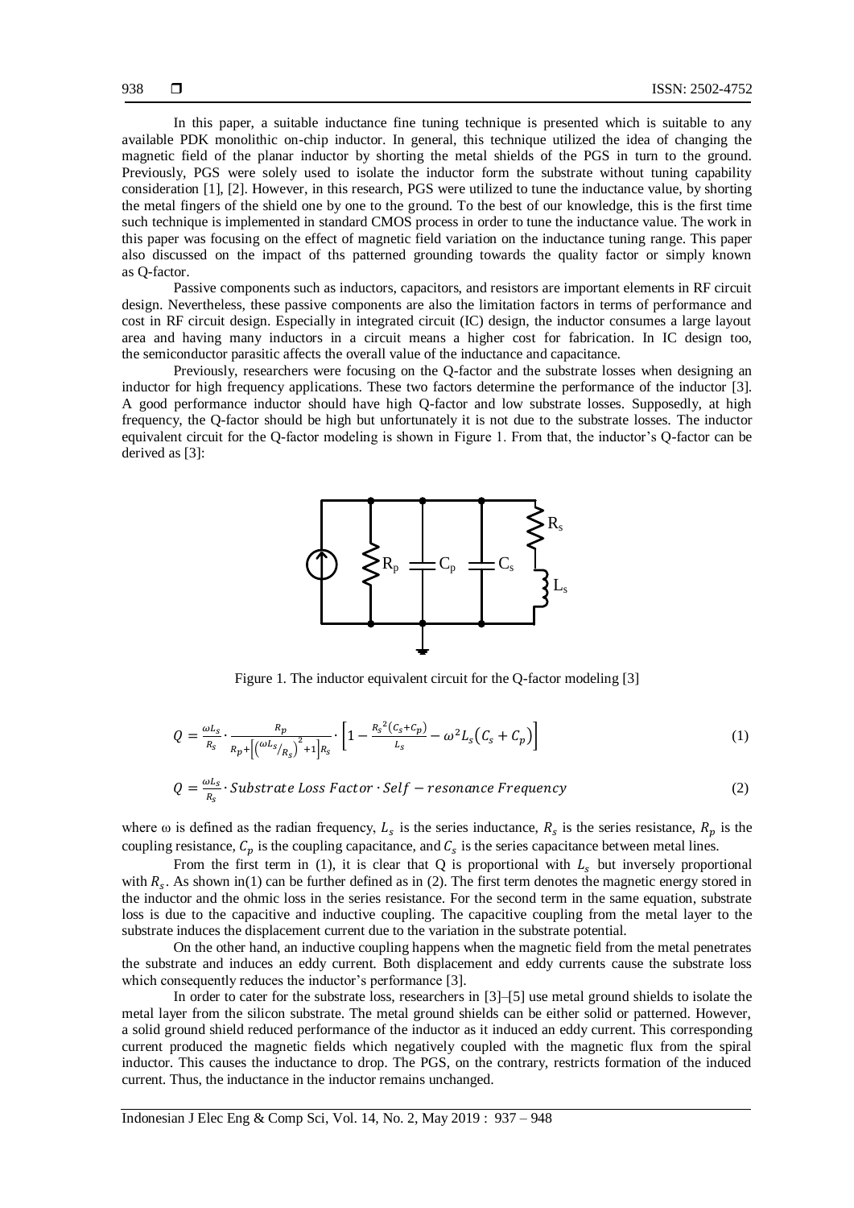In this paper, a suitable inductance fine tuning technique is presented which is suitable to any available PDK monolithic on-chip inductor. In general, this technique utilized the idea of changing the magnetic field of the planar inductor by shorting the metal shields of the PGS in turn to the ground. Previously, PGS were solely used to isolate the inductor form the substrate without tuning capability consideration [1], [2]. However, in this research, PGS were utilized to tune the inductance value, by shorting the metal fingers of the shield one by one to the ground. To the best of our knowledge, this is the first time such technique is implemented in standard CMOS process in order to tune the inductance value. The work in this paper was focusing on the effect of magnetic field variation on the inductance tuning range. This paper also discussed on the impact of ths patterned grounding towards the quality factor or simply known as Q-factor.

Passive components such as inductors, capacitors, and resistors are important elements in RF circuit design. Nevertheless, these passive components are also the limitation factors in terms of performance and cost in RF circuit design. Especially in integrated circuit (IC) design, the inductor consumes a large layout area and having many inductors in a circuit means a higher cost for fabrication. In IC design too, the semiconductor parasitic affects the overall value of the inductance and capacitance.

Previously, researchers were focusing on the Q-factor and the substrate losses when designing an inductor for high frequency applications. These two factors determine the performance of the inductor [3]. A good performance inductor should have high Q-factor and low substrate losses. Supposedly, at high frequency, the Q-factor should be high but unfortunately it is not due to the substrate losses. The inductor equivalent circuit for the Q-factor modeling is shown in Figure 1. From that, the inductor's Q-factor can be derived as [3]:

Figure 1. The inductor equivalent circuit for the Q-factor modeling [3]

$$Q = \frac{\omega L_s}{R_s} \cdot \frac{R_p}{R_p + \left[\left(\omega L_s / R_s\right)^2 + 1\right] R_s} \cdot \left[1 - \frac{R_s^2 (C_s + C_p)}{L_s} - \omega^2 L_s (C_s + C_p)\right] \quad (1)$$

$$Q = \frac{\omega L_s}{R_s} \cdot Substrate\ Loss\ Factor \cdot Self-resonance\ Frequency \quad (2)$$

where ω is defined as the radian frequency, $L_s$ is the series inductance, $R_s$ is the series resistance, $R_p$ is the coupling resistance, $C_p$ is the coupling capacitance, and $C_s$ is the series capacitance between metal lines.

From the first term in (1), it is clear that Q is proportional with $L_s$ but inversely proportional with $R_s$. As shown in(1) can be further defined as in (2). The first term denotes the magnetic energy stored in the inductor and the ohmic loss in the series resistance. For the second term in the same equation, substrate loss is due to the capacitive and inductive coupling. The capacitive coupling from the metal layer to the substrate induces the displacement current due to the variation in the substrate potential.

On the other hand, an inductive coupling happens when the magnetic field from the metal penetrates the substrate and induces an eddy current. Both displacement and eddy currents cause the substrate loss which consequently reduces the inductor's performance [3].

In order to cater for the substrate loss, researchers in [3]–[5] use metal ground shields to isolate the metal layer from the silicon substrate. The metal ground shields can be either solid or patterned. However, a solid ground shield reduced performance of the inductor as it induced an eddy current. This corresponding current produced the magnetic fields which negatively coupled with the magnetic flux from the spiral inductor. This causes the inductance to drop. The PGS, on the contrary, restricts formation of the induced current. Thus, the inductance in the inductor remains unchanged.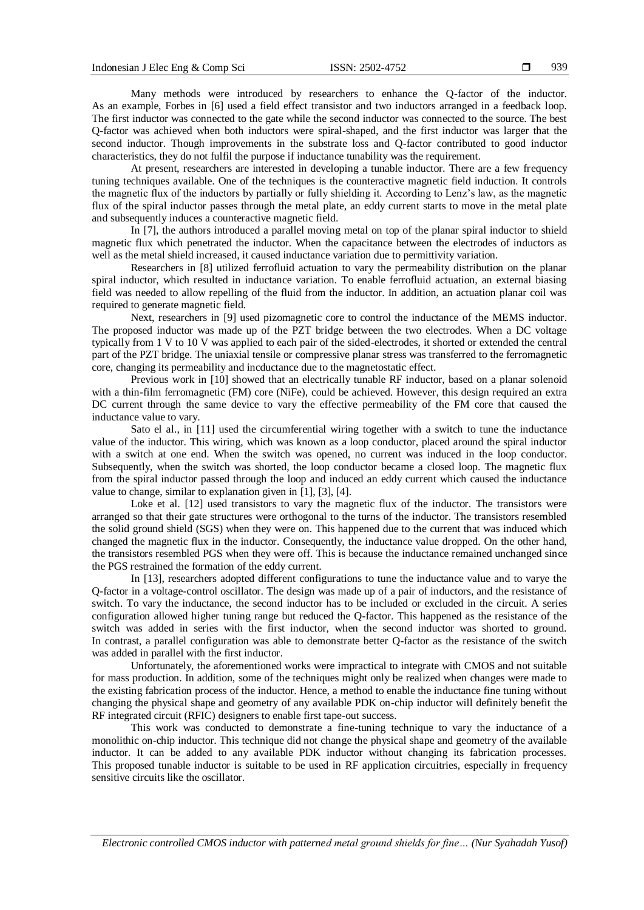Many methods were introduced by researchers to enhance the Q-factor of the inductor. As an example, Forbes in [6] used a field effect transistor and two inductors arranged in a feedback loop. The first inductor was connected to the gate while the second inductor was connected to the source. The best Q-factor was achieved when both inductors were spiral-shaped, and the first inductor was larger that the second inductor. Though improvements in the substrate loss and Q-factor contributed to good inductor characteristics, they do not fulfil the purpose if inductance tunability was the requirement.

At present, researchers are interested in developing a tunable inductor. There are a few frequency tuning techniques available. One of the techniques is the counteractive magnetic field induction. It controls the magnetic flux of the inductors by partially or fully shielding it. According to Lenz's law, as the magnetic flux of the spiral inductor passes through the metal plate, an eddy current starts to move in the metal plate and subsequently induces a counteractive magnetic field.

In [7], the authors introduced a parallel moving metal on top of the planar spiral inductor to shield magnetic flux which penetrated the inductor. When the capacitance between the electrodes of inductors as well as the metal shield increased, it caused inductance variation due to permittivity variation.

Researchers in [8] utilized ferrofluid actuation to vary the permeability distribution on the planar spiral inductor, which resulted in inductance variation. To enable ferrofluid actuation, an external biasing field was needed to allow repelling of the fluid from the inductor. In addition, an actuation planar coil was required to generate magnetic field.

Next, researchers in [9] used pizomagnetic core to control the inductance of the MEMS inductor. The proposed inductor was made up of the PZT bridge between the two electrodes. When a DC voltage typically from 1 V to 10 V was applied to each pair of the sided-electrodes, it shorted or extended the central part of the PZT bridge. The uniaxial tensile or compressive planar stress was transferred to the ferromagnetic core, changing its permeability and incductance due to the magnetostatic effect.

Previous work in [10] showed that an electrically tunable RF inductor, based on a planar solenoid with a thin-film ferromagnetic (FM) core (NiFe), could be achieved. However, this design required an extra DC current through the same device to vary the effective permeability of the FM core that caused the inductance value to vary.

Sato el al., in [11] used the circumferential wiring together with a switch to tune the inductance value of the inductor. This wiring, which was known as a loop conductor, placed around the spiral inductor with a switch at one end. When the switch was opened, no current was induced in the loop conductor. Subsequently, when the switch was shorted, the loop conductor became a closed loop. The magnetic flux from the spiral inductor passed through the loop and induced an eddy current which caused the inductance value to change, similar to explanation given in [1], [3], [4].

Loke et al. [12] used transistors to vary the magnetic flux of the inductor. The transistors were arranged so that their gate structures were orthogonal to the turns of the inductor. The transistors resembled the solid ground shield (SGS) when they were on. This happened due to the current that was induced which changed the magnetic flux in the inductor. Consequently, the inductance value dropped. On the other hand, the transistors resembled PGS when they were off. This is because the inductance remained unchanged since the PGS restrained the formation of the eddy current.

In [13], researchers adopted different configurations to tune the inductance value and to varye the Q-factor in a voltage-control oscillator. The design was made up of a pair of inductors, and the resistance of switch. To vary the inductance, the second inductor has to be included or excluded in the circuit. A series configuration allowed higher tuning range but reduced the Q-factor. This happened as the resistance of the switch was added in series with the first inductor, when the second inductor was shorted to ground. In contrast, a parallel configuration was able to demonstrate better Q-factor as the resistance of the switch was added in parallel with the first inductor.

Unfortunately, the aforementioned works were impractical to integrate with CMOS and not suitable for mass production. In addition, some of the techniques might only be realized when changes were made to the existing fabrication process of the inductor. Hence, a method to enable the inductance fine tuning without changing the physical shape and geometry of any available PDK on-chip inductor will definitely benefit the RF integrated circuit (RFIC) designers to enable first tape-out success.

This work was conducted to demonstrate a fine-tuning technique to vary the inductance of a monolithic on-chip inductor. This technique did not change the physical shape and geometry of the available inductor. It can be added to any available PDK inductor without changing its fabrication processes. This proposed tunable inductor is suitable to be used in RF application circuitries, especially in frequency sensitive circuits like the oscillator.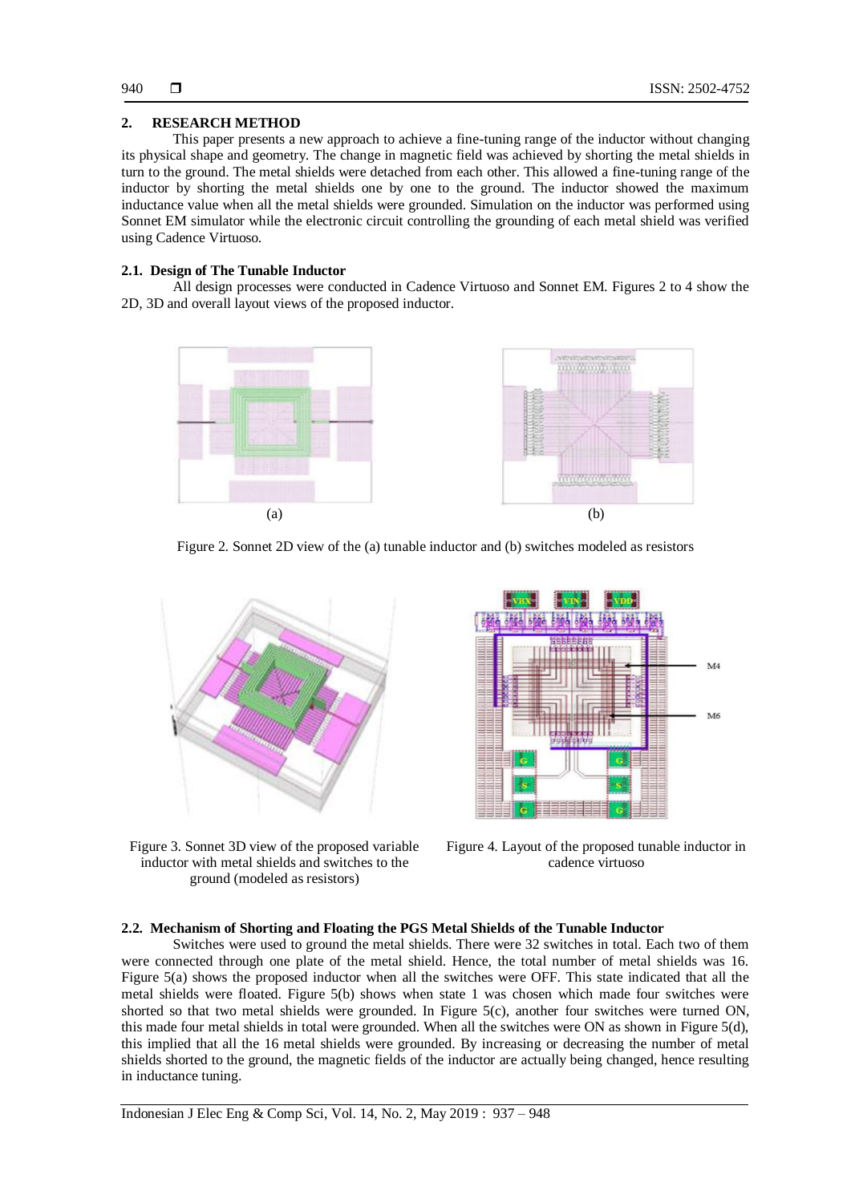## 2. RESEARCH METHOD

This paper presents a new approach to achieve a fine-tuning range of the inductor without changing its physical shape and geometry. The change in magnetic field was achieved by shorting the metal shields in turn to the ground. The metal shields were detached from each other. This allowed a fine-tuning range of the inductor by shorting the metal shields one by one to the ground. The inductor showed the maximum inductance value when all the metal shields were grounded. Simulation on the inductor was performed using Sonnet EM simulator while the electronic circuit controlling the grounding of each metal shield was verified using Cadence Virtuoso.

### 2.1. Design of The Tunable Inductor

All design processes were conducted in Cadence Virtuoso and Sonnet EM. Figures 2 to 4 show the 2D, 3D and overall layout views of the proposed inductor.

(a)

(b)

Figure 2. Sonnet 2D view of the (a) tunable inductor and (b) switches modeled as resistors

Figure 3. Sonnet 3D view of the proposed variable inductor with metal shields and switches to the ground (modeled as resistors)

Figure 4. Layout of the proposed tunable inductor in cadence virtuoso

### 2.2. Mechanism of Shorting and Floating the PGS Metal Shields of the Tunable Inductor

Switches were used to ground the metal shields. There were 32 switches in total. Each two of them were connected through one plate of the metal shield. Hence, the total number of metal shields was 16. Figure 5(a) shows the proposed inductor when all the switches were OFF. This state indicated that all the metal shields were floated. Figure 5(b) shows when state 1 was chosen which made four switches were shorted so that two metal shields were grounded. In Figure 5(c), another four switches were turned ON, this made four metal shields in total were grounded. When all the switches were ON as shown in Figure 5(d), this implied that all the 16 metal shields were grounded. By increasing or decreasing the number of metal shields shorted to the ground, the magnetic fields of the inductor are actually being changed, hence resulting in inductance tuning.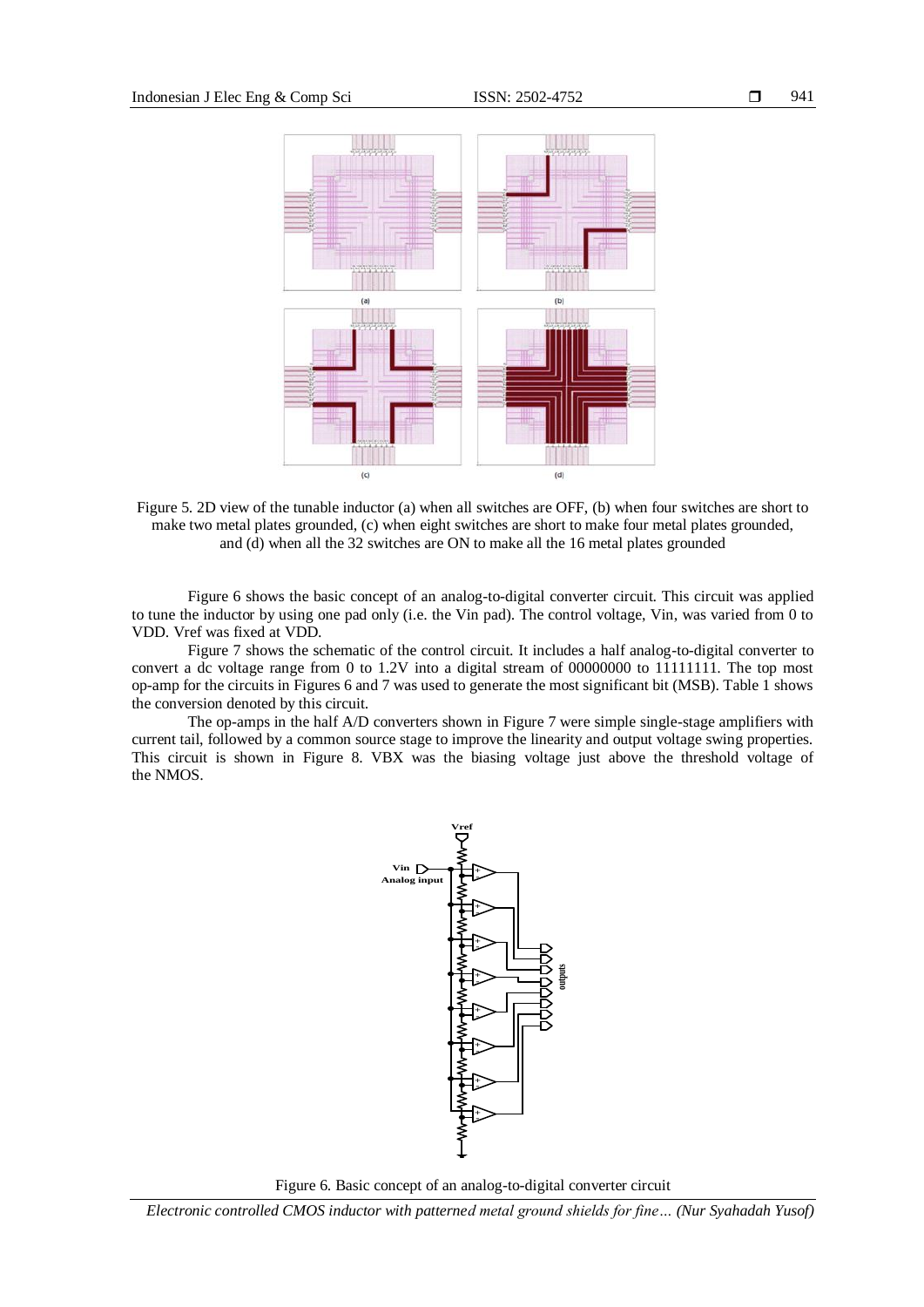Figure 5. 2D view of the tunable inductor (a) when all switches are OFF, (b) when four switches are short to make two metal plates grounded, (c) when eight switches are short to make four metal plates grounded, and (d) when all the 32 switches are ON to make all the 16 metal plates grounded

Figure 6 shows the basic concept of an analog-to-digital converter circuit. This circuit was applied to tune the inductor by using one pad only (i.e. the Vin pad). The control voltage, Vin, was varied from 0 to VDD. Vref was fixed at VDD.

Figure 7 shows the schematic of the control circuit. It includes a half analog-to-digital converter to convert a dc voltage range from 0 to 1.2V into a digital stream of 00000000 to 11111111. The top most op-amp for the circuits in Figures 6 and 7 was used to generate the most significant bit (MSB). Table 1 shows the conversion denoted by this circuit.

The op-amps in the half A/D converters shown in Figure 7 were simple single-stage amplifiers with current tail, followed by a common source stage to improve the linearity and output voltage swing properties. This circuit is shown in Figure 8. VBX was the biasing voltage just above the threshold voltage of the NMOS.

Figure 6. Basic concept of an analog-to-digital converter circuit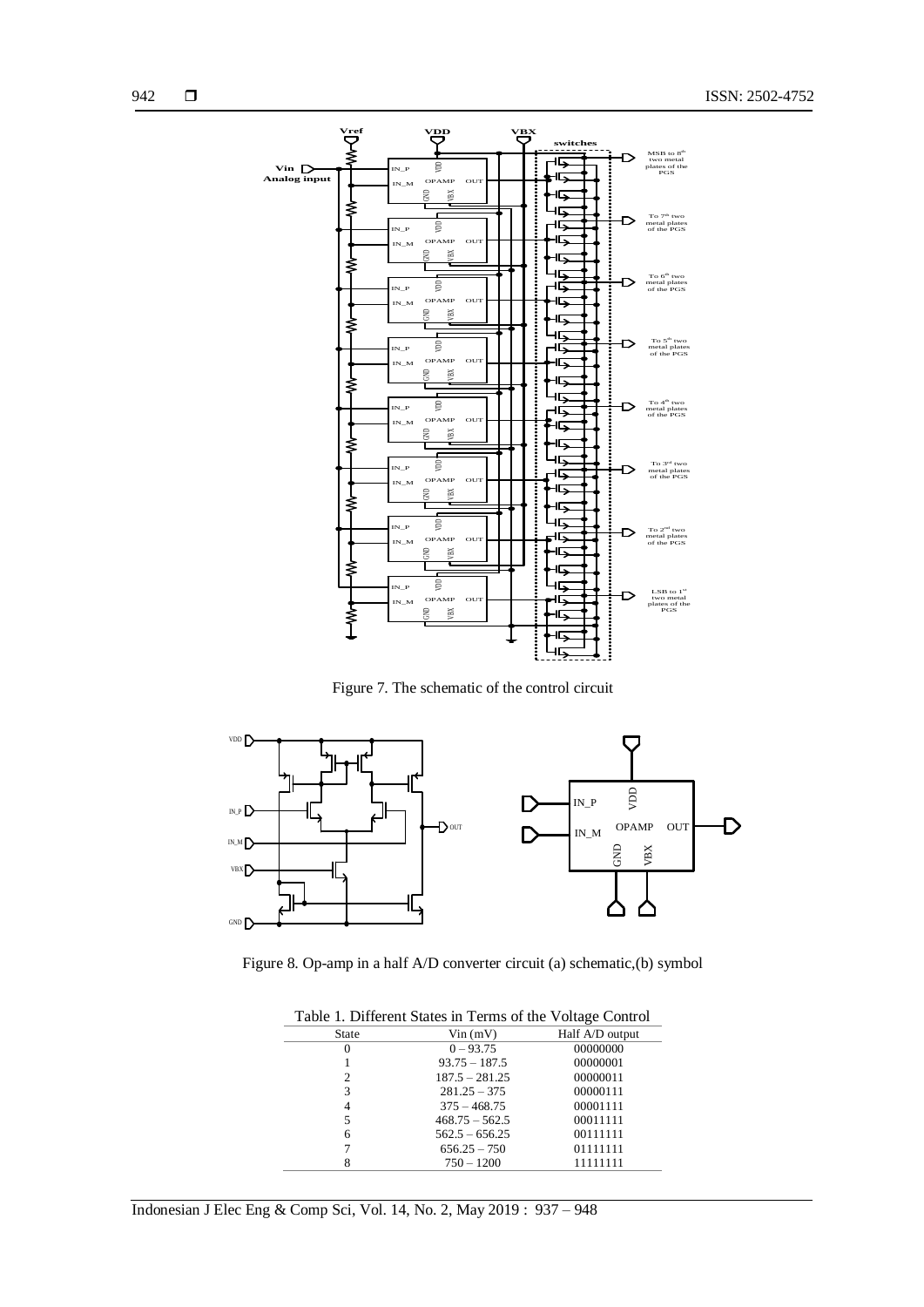Figure 7. The schematic of the control circuit

Figure 8. Op-amp in a half A/D converter circuit (a) schematic,(b) symbol

Table 1. Different States in Terms of the Voltage Control

| State | Vin (mV) | Half A/D output |
|---|---|---|
| 0 | 0 – 93.75 | 00000000 |
| 1 | 93.75 – 187.5 | 00000001 |
| 2 | 187.5 – 281.25 | 00000011 |
| 3 | 281.25 – 375 | 00000111 |
| 4 | 375 – 468.75 | 00001111 |
| 5 | 468.75 – 562.5 | 00011111 |
| 6 | 562.5 – 656.25 | 00111111 |
| 7 | 656.25 – 750 | 01111111 |
| 8 | 750 – 1200 | 11111111 |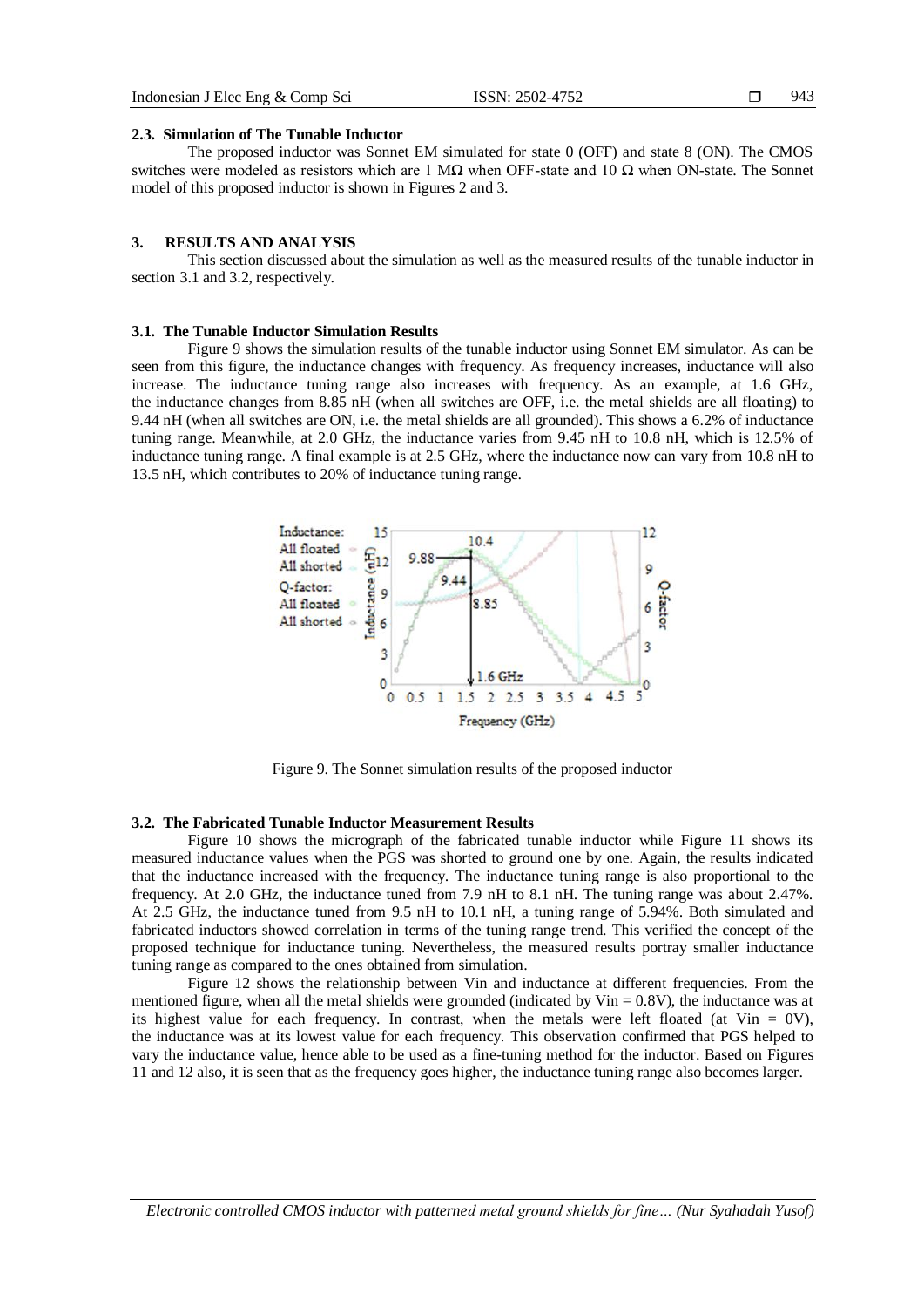### 2.3. Simulation of The Tunable Inductor

The proposed inductor was Sonnet EM simulated for state 0 (OFF) and state 8 (ON). The CMOS switches were modeled as resistors which are 1 MΩ when OFF-state and 10 Ω when ON-state. The Sonnet model of this proposed inductor is shown in Figures 2 and 3.

## 3. RESULTS AND ANALYSIS

This section discussed about the simulation as well as the measured results of the tunable inductor in section 3.1 and 3.2, respectively.

### 3.1. The Tunable Inductor Simulation Results

Figure 9 shows the simulation results of the tunable inductor using Sonnet EM simulator. As can be seen from this figure, the inductance changes with frequency. As frequency increases, inductance will also increase. The inductance tuning range also increases with frequency. As an example, at 1.6 GHz, the inductance changes from 8.85 nH (when all switches are OFF, i.e. the metal shields are all floating) to 9.44 nH (when all switches are ON, i.e. the metal shields are all grounded). This shows a 6.2% of inductance tuning range. Meanwhile, at 2.0 GHz, the inductance varies from 9.45 nH to 10.8 nH, which is 12.5% of inductance tuning range. A final example is at 2.5 GHz, where the inductance now can vary from 10.8 nH to 13.5 nH, which contributes to 20% of inductance tuning range.

Figure 9. The Sonnet simulation results of the proposed inductor

### 3.2. The Fabricated Tunable Inductor Measurement Results

Figure 10 shows the micrograph of the fabricated tunable inductor while Figure 11 shows its measured inductance values when the PGS was shorted to ground one by one. Again, the results indicated that the inductance increased with the frequency. The inductance tuning range is also proportional to the frequency. At 2.0 GHz, the inductance tuned from 7.9 nH to 8.1 nH. The tuning range was about 2.47%. At 2.5 GHz, the inductance tuned from 9.5 nH to 10.1 nH, a tuning range of 5.94%. Both simulated and fabricated inductors showed correlation in terms of the tuning range trend. This verified the concept of the proposed technique for inductance tuning. Nevertheless, the measured results portray smaller inductance tuning range as compared to the ones obtained from simulation.

Figure 12 shows the relationship between Vin and inductance at different frequencies. From the mentioned figure, when all the metal shields were grounded (indicated by Vin = 0.8V), the inductance was at its highest value for each frequency. In contrast, when the metals were left floated (at Vin = 0V), the inductance was at its lowest value for each frequency. This observation confirmed that PGS helped to vary the inductance value, hence able to be used as a fine-tuning method for the inductor. Based on Figures 11 and 12 also, it is seen that as the frequency goes higher, the inductance tuning range also becomes larger.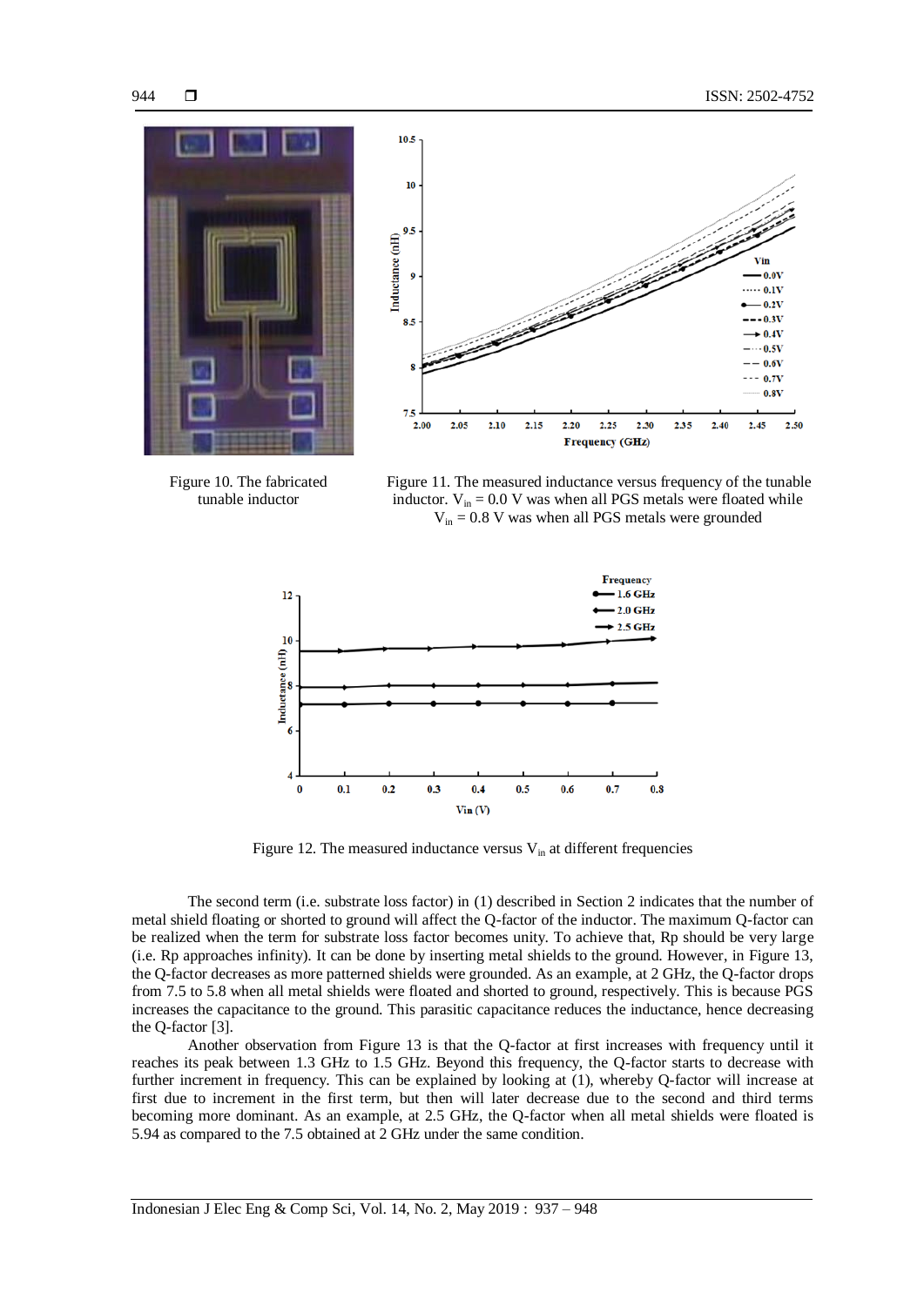Figure 10. The fabricated tunable inductor

Figure 11. The measured inductance versus frequency of the tunable inductor. $V_{in}$ = 0.0 V was when all PGS metals were floated while $V_{in}$ = 0.8 V was when all PGS metals were grounded

Figure 12. The measured inductance versus $V_{in}$ at different frequencies

The second term (i.e. substrate loss factor) in (1) described in Section 2 indicates that the number of metal shield floating or shorted to ground will affect the Q-factor of the inductor. The maximum Q-factor can be realized when the term for substrate loss factor becomes unity. To achieve that, Rp should be very large (i.e. Rp approaches infinity). It can be done by inserting metal shields to the ground. However, in Figure 13, the Q-factor decreases as more patterned shields were grounded. As an example, at 2 GHz, the Q-factor drops from 7.5 to 5.8 when all metal shields were floated and shorted to ground, respectively. This is because PGS increases the capacitance to the ground. This parasitic capacitance reduces the inductance, hence decreasing the Q-factor [3].

Another observation from Figure 13 is that the Q-factor at first increases with frequency until it reaches its peak between 1.3 GHz to 1.5 GHz. Beyond this frequency, the Q-factor starts to decrease with further increment in frequency. This can be explained by looking at (1), whereby Q-factor will increase at first due to increment in the first term, but then will later decrease due to the second and third terms becoming more dominant. As an example, at 2.5 GHz, the Q-factor when all metal shields were floated is 5.94 as compared to the 7.5 obtained at 2 GHz under the same condition.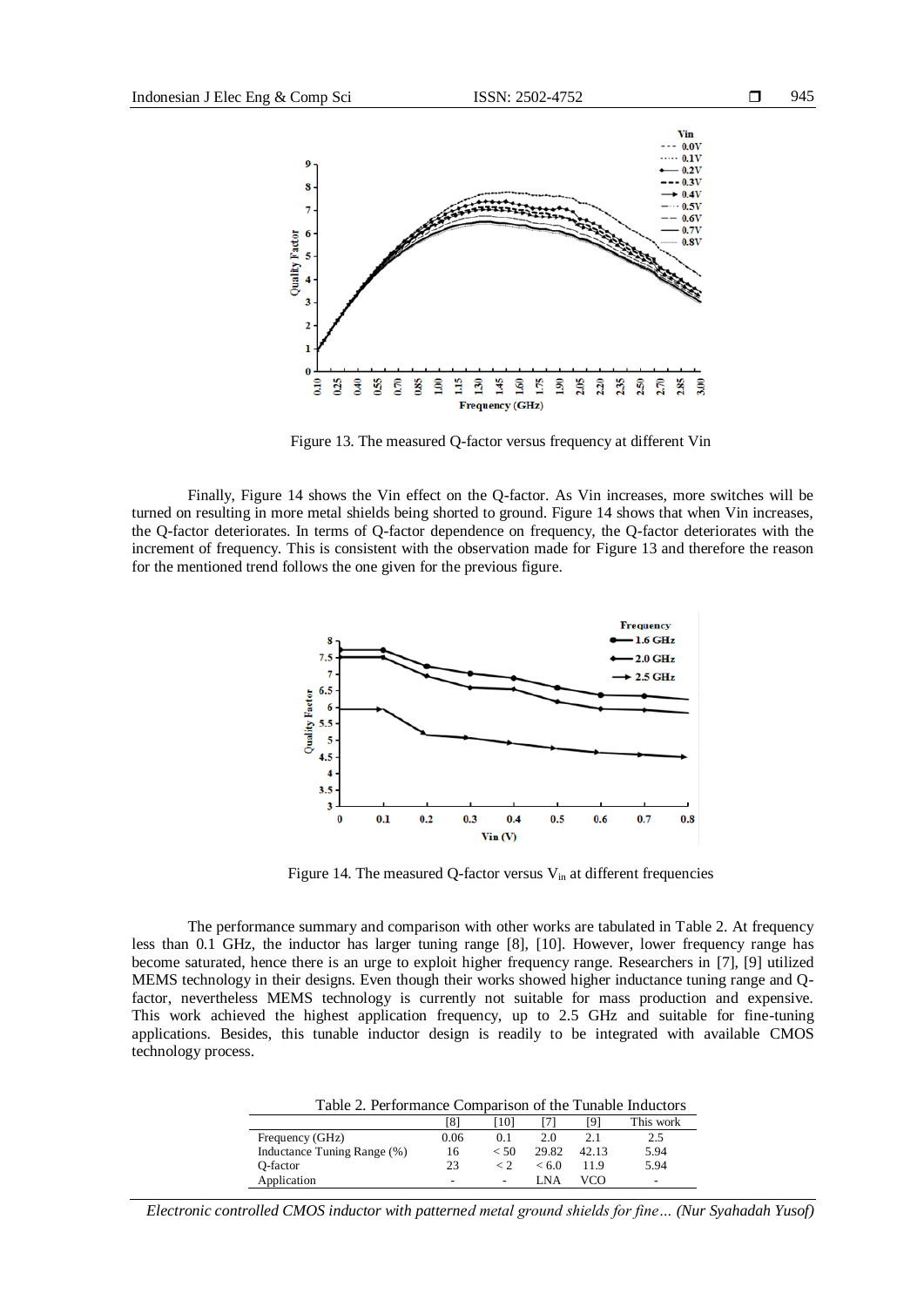Figure 13. The measured Q-factor versus frequency at different Vin

Finally, Figure 14 shows the Vin effect on the Q-factor. As Vin increases, more switches will be turned on resulting in more metal shields being shorted to ground. Figure 14 shows that when Vin increases, the Q-factor deteriorates. In terms of Q-factor dependence on frequency, the Q-factor deteriorates with the increment of frequency. This is consistent with the observation made for Figure 13 and therefore the reason for the mentioned trend follows the one given for the previous figure.

Figure 14. The measured Q-factor versus $V_{in}$ at different frequencies

The performance summary and comparison with other works are tabulated in Table 2. At frequency less than 0.1 GHz, the inductor has larger tuning range [8], [10]. However, lower frequency range has become saturated, hence there is an urge to exploit higher frequency range. Researchers in [7], [9] utilized MEMS technology in their designs. Even though their works showed higher inductance tuning range and Q-factor, nevertheless MEMS technology is currently not suitable for mass production and expensive. This work achieved the highest application frequency, up to 2.5 GHz and suitable for fine-tuning applications. Besides, this tunable inductor design is readily to be integrated with available CMOS technology process.

Table 2. Performance Comparison of the Tunable Inductors

| | [8] | [10] | [7] | [9] | This work |
|---|---|---|---|---|---|
| Frequency (GHz) | 0.06 | 0.1 | 2.0 | 2.1 | 2.5 |
| Inductance Tuning Range (%) | 16 | < 50 | 29.82 | 42.13 | 5.94 |
| Q-factor | 23 | < 2 | < 6.0 | 11.9 | 5.94 |
| Application | - | - | LNA | VCO | - |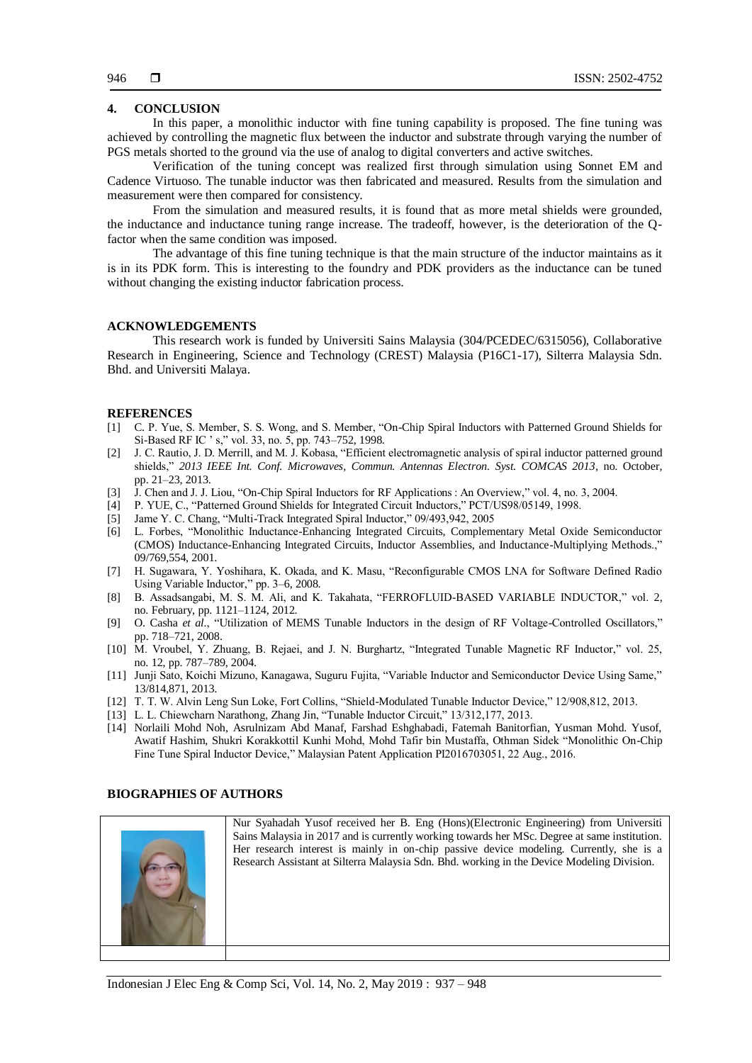## 4. CONCLUSION

In this paper, a monolithic inductor with fine tuning capability is proposed. The fine tuning was achieved by controlling the magnetic flux between the inductor and substrate through varying the number of PGS metals shorted to the ground via the use of analog to digital converters and active switches.

Verification of the tuning concept was realized first through simulation using Sonnet EM and Cadence Virtuoso. The tunable inductor was then fabricated and measured. Results from the simulation and measurement were then compared for consistency.

From the simulation and measured results, it is found that as more metal shields were grounded, the inductance and inductance tuning range increase. The tradeoff, however, is the deterioration of the Q-factor when the same condition was imposed.

The advantage of this fine tuning technique is that the main structure of the inductor maintains as it is in its PDK form. This is interesting to the foundry and PDK providers as the inductance can be tuned without changing the existing inductor fabrication process.

## ACKNOWLEDGEMENTS

This research work is funded by Universiti Sains Malaysia (304/PCEDEC/6315056), Collaborative Research in Engineering, Science and Technology (CREST) Malaysia (P16C1-17), Silterra Malaysia Sdn. Bhd. and Universiti Malaya.

## REFERENCES

[1] C. P. Yue, S. Member, S. S. Wong, and S. Member, "On-Chip Spiral Inductors with Patterned Ground Shields for Si-Based RF IC ' s," vol. 33, no. 5, pp. 743–752, 1998.

[2] J. C. Rautio, J. D. Merrill, and M. J. Kobasa, "Efficient electromagnetic analysis of spiral inductor patterned ground shields," *2013 IEEE Int. Conf. Microwaves, Commun. Antennas Electron. Syst. COMCAS 2013*, no. October, pp. 21–23, 2013.

[3] J. Chen and J. J. Liou, "On-Chip Spiral Inductors for RF Applications : An Overview," vol. 4, no. 3, 2004.

[4] P. YUE, C., "Patterned Ground Shields for Integrated Circuit Inductors," PCT/US98/05149, 1998.

[5] Jame Y. C. Chang, "Multi-Track Integrated Spiral Inductor," 09/493,942, 2005

[6] L. Forbes, "Monolithic Inductance-Enhancing Integrated Circuits, Complementary Metal Oxide Semiconductor (CMOS) Inductance-Enhancing Integrated Circuits, Inductor Assemblies, and Inductance-Multiplying Methods.," 09/769,554, 2001.

[7] H. Sugawara, Y. Yoshihara, K. Okada, and K. Masu, "Reconfigurable CMOS LNA for Software Defined Radio Using Variable Inductor," pp. 3–6, 2008.

[8] B. Assadsangabi, M. S. M. Ali, and K. Takahata, "FERROFLUID-BASED VARIABLE INDUCTOR," vol. 2, no. February, pp. 1121–1124, 2012.

[9] O. Casha *et al.*, "Utilization of MEMS Tunable Inductors in the design of RF Voltage-Controlled Oscillators," pp. 718–721, 2008.

[10] M. Vroubel, Y. Zhuang, B. Rejaei, and J. N. Burghartz, "Integrated Tunable Magnetic RF Inductor," vol. 25, no. 12, pp. 787–789, 2004.

[11] Junji Sato, Koichi Mizuno, Kanagawa, Suguru Fujita, "Variable Inductor and Semiconductor Device Using Same," 13/814,871, 2013.

[12] T. T. W. Alvin Leng Sun Loke, Fort Collins, "Shield-Modulated Tunable Inductor Device," 12/908,812, 2013.

[13] L. L. Chiewcharn Narathong, Zhang Jin, "Tunable Inductor Circuit," 13/312,177, 2013.

[14] Norlaili Mohd Noh, Asrulnizam Abd Manaf, Farshad Eshghabadi, Fatemah Banitorfian, Yusman Mohd. Yusof, Awatif Hashim, Shukri Korakkottil Kunhi Mohd, Mohd Tafir bin Mustaffa, Othman Sidek "Monolithic On-Chip Fine Tune Spiral Inductor Device," Malaysian Patent Application PI2016703051, 22 Aug., 2016.

## BIOGRAPHIES OF AUTHORS

| | |
|---|---|
| | Nur Syahadah Yusof received her B. Eng (Hons)(Electronic Engineering) from Universiti Sains Malaysia in 2017 and is currently working towards her MSc. Degree at same institution. Her research interest is mainly in on-chip passive device modeling. Currently, she is a Research Assistant at Silterra Malaysia Sdn. Bhd. working in the Device Modeling Division. |
| | |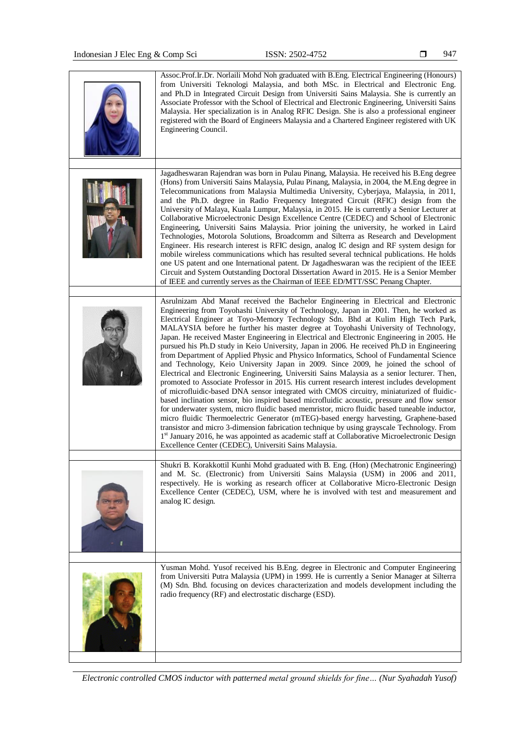Assoc.Prof.Ir.Dr. Norlaili Mohd Noh graduated with B.Eng. Electrical Engineering (Honours) from Universiti Teknologi Malaysia, and both MSc. in Electrical and Electronic Eng. and Ph.D in Integrated Circuit Design from Universiti Sains Malaysia. She is currently an Associate Professor with the School of Electrical and Electronic Engineering, Universiti Sains Malaysia. Her specialization is in Analog RFIC Design. She is also a professional engineer registered with the Board of Engineers Malaysia and a Chartered Engineer registered with UK Engineering Council.

Jagadheswaran Rajendran was born in Pulau Pinang, Malaysia. He received his B.Eng degree (Hons) from Universiti Sains Malaysia, Pulau Pinang, Malaysia, in 2004, the M.Eng degree in Telecommunications from Malaysia Multimedia University, Cyberjaya, Malaysia, in 2011, and the Ph.D. degree in Radio Frequency Integrated Circuit (RFIC) design from the University of Malaya, Kuala Lumpur, Malaysia, in 2015. He is currently a Senior Lecturer at Collaborative Microelectronic Design Excellence Centre (CEDEC) and School of Electronic Engineering, Universiti Sains Malaysia. Prior joining the university, he worked in Laird Technologies, Motorola Solutions, Broadcomm and Silterra as Research and Development Engineer. His research interest is RFIC design, analog IC design and RF system design for mobile wireless communications which has resulted several technical publications. He holds one US patent and one International patent. Dr Jagadheswaran was the recipient of the IEEE Circuit and System Outstanding Doctoral Dissertation Award in 2015. He is a Senior Member of IEEE and currently serves as the Chairman of IEEE ED/MTT/SSC Penang Chapter.

Asrulnizam Abd Manaf received the Bachelor Engineering in Electrical and Electronic Engineering from Toyohashi University of Technology, Japan in 2001. Then, he worked as Electrical Engineer at Toyo-Memory Technology Sdn. Bhd at Kulim High Tech Park, MALAYSIA before he further his master degree at Toyohashi University of Technology, Japan. He received Master Engineering in Electrical and Electronic Engineering in 2005. He pursued his Ph.D study in Keio University, Japan in 2006. He received Ph.D in Engineering from Department of Applied Physic and Physico Informatics, School of Fundamental Science and Technology, Keio University Japan in 2009. Since 2009, he joined the school of Electrical and Electronic Engineering, Universiti Sains Malaysia as a senior lecturer. Then, promoted to Associate Professor in 2015. His current research interest includes development of microfluidic-based DNA sensor integrated with CMOS circuitry, miniaturized of fluidic-based inclination sensor, bio inspired based microfluidic acoustic, pressure and flow sensor for underwater system, micro fluidic based memristor, micro fluidic based tuneable inductor, micro fluidic Thermoelectric Generator (mTEG)-based energy harvesting, Graphene-based transistor and micro 3-dimension fabrication technique by using grayscale Technology. From 1st January 2016, he was appointed as academic staff at Collaborative Microelectronic Design Excellence Center (CEDEC), Universiti Sains Malaysia.

Shukri B. Korakkottil Kunhi Mohd graduated with B. Eng. (Hon) (Mechatronic Engineering) and M. Sc. (Electronic) from Universiti Sains Malaysia (USM) in 2006 and 2011, respectively. He is working as research officer at Collaborative Micro-Electronic Design Excellence Center (CEDEC), USM, where he is involved with test and measurement and analog IC design.

Yusman Mohd. Yusof received his B.Eng. degree in Electronic and Computer Engineering from Universiti Putra Malaysia (UPM) in 1999. He is currently a Senior Manager at Silterra (M) Sdn. Bhd. focusing on devices characterization and models development including the radio frequency (RF) and electrostatic discharge (ESD).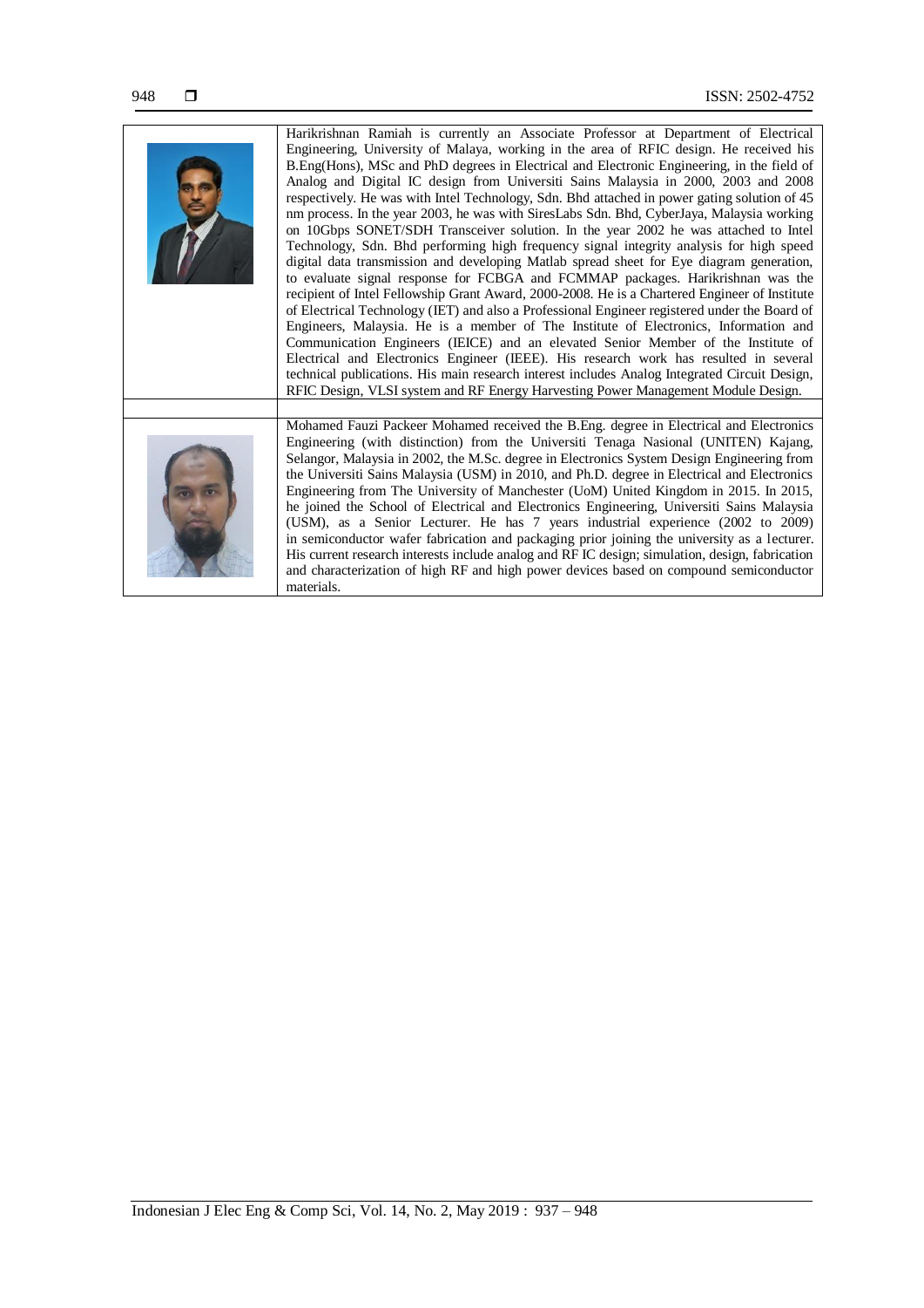Harikrishnan Ramiah is currently an Associate Professor at Department of Electrical Engineering, University of Malaya, working in the area of RFIC design. He received his B.Eng(Hons), MSc and PhD degrees in Electrical and Electronic Engineering, in the field of Analog and Digital IC design from Universiti Sains Malaysia in 2000, 2003 and 2008 respectively. He was with Intel Technology, Sdn. Bhd attached in power gating solution of 45 nm process. In the year 2003, he was with SiresLabs Sdn. Bhd, CyberJaya, Malaysia working on 10Gbps SONET/SDH Transceiver solution. In the year 2002 he was attached to Intel Technology, Sdn. Bhd performing high frequency signal integrity analysis for high speed digital data transmission and developing Matlab spread sheet for Eye diagram generation, to evaluate signal response for FCBGA and FCMMAP packages. Harikrishnan was the recipient of Intel Fellowship Grant Award, 2000-2008. He is a Chartered Engineer of Institute of Electrical Technology (IET) and also a Professional Engineer registered under the Board of Engineers, Malaysia. He is a member of The Institute of Electronics, Information and Communication Engineers (IEICE) and an elevated Senior Member of the Institute of Electrical and Electronics Engineer (IEEE). His research work has resulted in several technical publications. His main research interest includes Analog Integrated Circuit Design, RFIC Design, VLSI system and RF Energy Harvesting Power Management Module Design.

Mohamed Fauzi Packeer Mohamed received the B.Eng. degree in Electrical and Electronics Engineering (with distinction) from the Universiti Tenaga Nasional (UNITEN) Kajang, Selangor, Malaysia in 2002, the M.Sc. degree in Electronics System Design Engineering from the Universiti Sains Malaysia (USM) in 2010, and Ph.D. degree in Electrical and Electronics Engineering from The University of Manchester (UoM) United Kingdom in 2015. In 2015, he joined the School of Electrical and Electronics Engineering, Universiti Sains Malaysia (USM), as a Senior Lecturer. He has 7 years industrial experience (2002 to 2009) in semiconductor wafer fabrication and packaging prior joining the university as a lecturer. His current research interests include analog and RF IC design; simulation, design, fabrication and characterization of high RF and high power devices based on compound semiconductor materials.